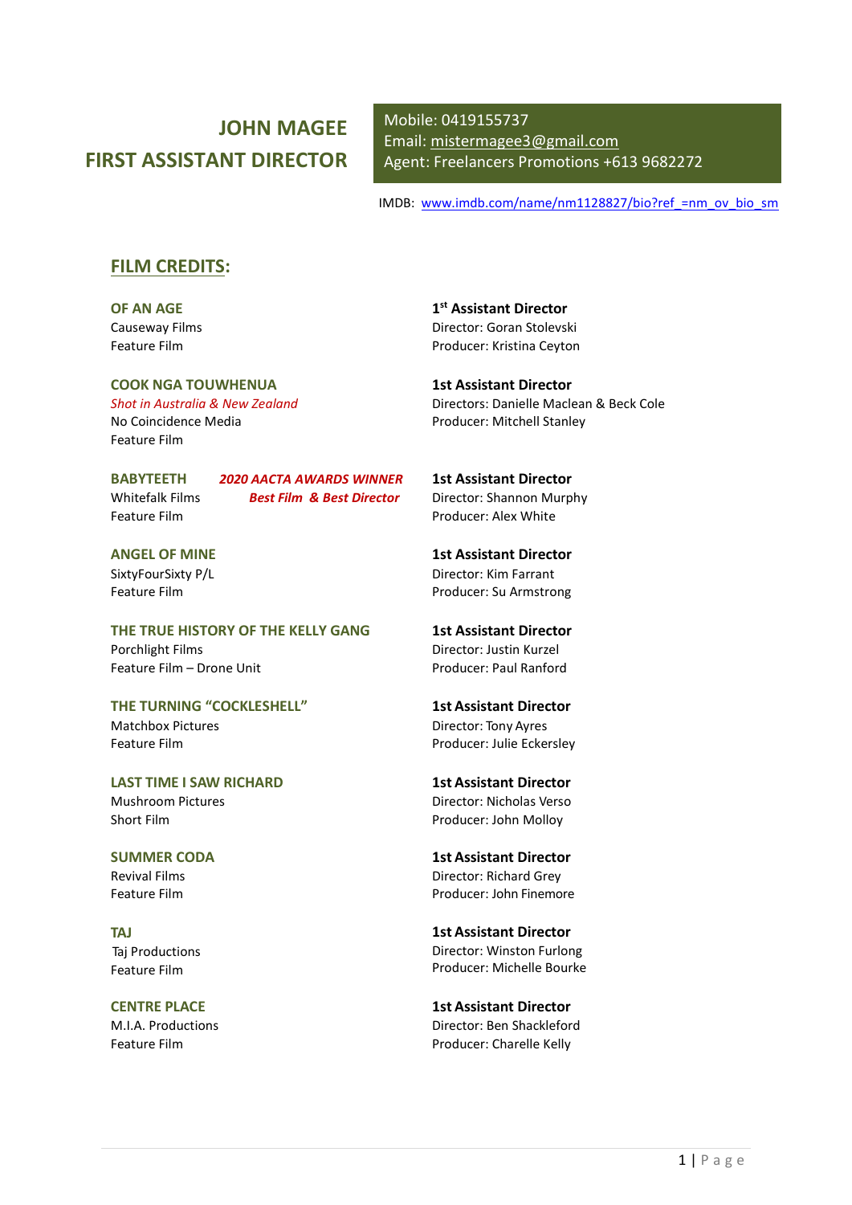# JOHN MAGEE
# FIRST ASSISTANT DIRECTOR

Mobile: 0419155737
Email: mistermagee3@gmail.com
Agent: Freelancers Promotions +613 9682272

IMDB: www.imdb.com/name/nm1128827/bio?ref_=nm_ov_bio_sm

## FILM CREDITS:

**OF AN AGE**
Causeway Films
Feature Film

**1st Assistant Director**
Director: Goran Stolevski
Producer: Kristina Ceyton

**COOK NGA TOUWHENUA**
*Shot in Australia & New Zealand*
No Coincidence Media
Feature Film

**1st Assistant Director**
Directors: Danielle Maclean & Beck Cole
Producer: Mitchell Stanley

**BABYTEETH** ***2020 AACTA AWARDS WINNER – Best Film & Best Director***
Whitefalk Films
Feature Film

**1st Assistant Director**
Director: Shannon Murphy
Producer: Alex White

**ANGEL OF MINE**
SixtyFourSixty P/L
Feature Film

**1st Assistant Director**
Director: Kim Farrant
Producer: Su Armstrong

**THE TRUE HISTORY OF THE KELLY GANG**
Porchlight Films
Feature Film – Drone Unit

**1st Assistant Director**
Director: Justin Kurzel
Producer: Paul Ranford

**THE TURNING "COCKLESHELL"**
Matchbox Pictures
Feature Film

**1st Assistant Director**
Director: Tony Ayres
Producer: Julie Eckersley

**LAST TIME I SAW RICHARD**
Mushroom Pictures
Short Film

**1st Assistant Director**
Director: Nicholas Verso
Producer: John Molloy

**SUMMER CODA**
Revival Films
Feature Film

**1st Assistant Director**
Director: Richard Grey
Producer: John Finemore

**TAJ**
Taj Productions
Feature Film

**1st Assistant Director**
Director: Winston Furlong
Producer: Michelle Bourke

**CENTRE PLACE**
M.I.A. Productions
Feature Film

**1st Assistant Director**
Director: Ben Shackleford
Producer: Charelle Kelly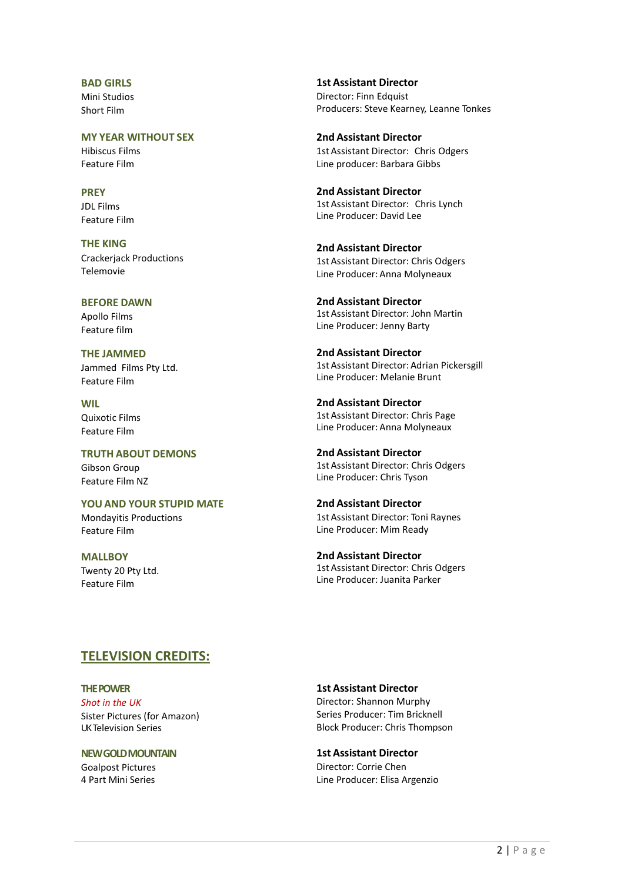**BAD GIRLS**
Mini Studios
Short Film

**1st Assistant Director**
Director: Finn Edquist
Producers: Steve Kearney, Leanne Tonkes

**MY YEAR WITHOUT SEX**
Hibiscus Films
Feature Film

**2nd Assistant Director**
1st Assistant Director: Chris Odgers
Line producer: Barbara Gibbs

**PREY**
JDL Films
Feature Film

**2nd Assistant Director**
1st Assistant Director: Chris Lynch
Line Producer: David Lee

**THE KING**
Crackerjack Productions
Telemovie

**2nd Assistant Director**
1st Assistant Director: Chris Odgers
Line Producer: Anna Molyneaux

**BEFORE DAWN**
Apollo Films
Feature film

**2nd Assistant Director**
1st Assistant Director: John Martin
Line Producer: Jenny Barty

**THE JAMMED**
Jammed Films Pty Ltd.
Feature Film

**2nd Assistant Director**
1st Assistant Director: Adrian Pickersgill
Line Producer: Melanie Brunt

**WIL**
Quixotic Films
Feature Film

**2nd Assistant Director**
1st Assistant Director: Chris Page
Line Producer: Anna Molyneaux

**TRUTH ABOUT DEMONS**
Gibson Group
Feature Film NZ

**2nd Assistant Director**
1st Assistant Director: Chris Odgers
Line Producer: Chris Tyson

**YOU AND YOUR STUPID MATE**
Mondayitis Productions
Feature Film

**2nd Assistant Director**
1st Assistant Director: Toni Raynes
Line Producer: Mim Ready

**MALLBOY**
Twenty 20 Pty Ltd.
Feature Film

**2nd Assistant Director**
1st Assistant Director: Chris Odgers
Line Producer: Juanita Parker

## TELEVISION CREDITS:

**THE POWER**
*Shot in the UK*
Sister Pictures (for Amazon)
UK Television Series

**1st Assistant Director**
Director: Shannon Murphy
Series Producer: Tim Bricknell
Block Producer: Chris Thompson

**NEW GOLD MOUNTAIN**
Goalpost Pictures
4 Part Mini Series

**1st Assistant Director**
Director: Corrie Chen
Line Producer: Elisa Argenzio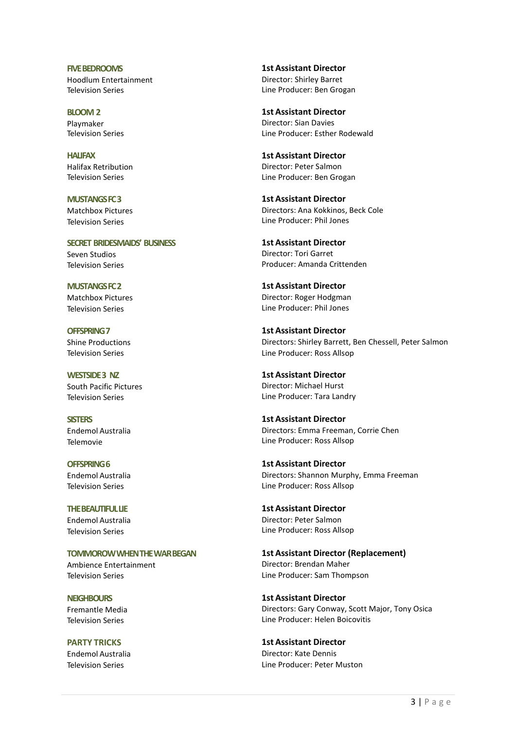**FIVE BEDROOMS**
Hoodlum Entertainment
Television Series

**1st Assistant Director**
Director: Shirley Barret
Line Producer: Ben Grogan

**BLOOM 2**
Playmaker
Television Series

**1st Assistant Director**
Director: Sian Davies
Line Producer: Esther Rodewald

**HALIFAX**
Halifax Retribution
Television Series

**1st Assistant Director**
Director: Peter Salmon
Line Producer: Ben Grogan

**MUSTANGS FC 3**
Matchbox Pictures
Television Series

**1st Assistant Director**
Directors: Ana Kokkinos, Beck Cole
Line Producer: Phil Jones

**SECRET BRIDESMAIDS' BUSINESS**
Seven Studios
Television Series

**1st Assistant Director**
Director: Tori Garret
Producer: Amanda Crittenden

**MUSTANGS FC 2**
Matchbox Pictures
Television Series

**1st Assistant Director**
Director: Roger Hodgman
Line Producer: Phil Jones

**OFFSPRING 7**
Shine Productions
Television Series

**1st Assistant Director**
Directors: Shirley Barrett, Ben Chessell, Peter Salmon
Line Producer: Ross Allsop

**WESTSIDE 3 NZ**
South Pacific Pictures
Television Series

**1st Assistant Director**
Director: Michael Hurst
Line Producer: Tara Landry

**SISTERS**
Endemol Australia
Telemovie

**1st Assistant Director**
Directors: Emma Freeman, Corrie Chen
Line Producer: Ross Allsop

**OFFSPRING 6**
Endemol Australia
Television Series

**1st Assistant Director**
Directors: Shannon Murphy, Emma Freeman
Line Producer: Ross Allsop

**THE BEAUTIFUL LIE**
Endemol Australia
Television Series

**1st Assistant Director**
Director: Peter Salmon
Line Producer: Ross Allsop

**TOMMOROW WHEN THE WAR BEGAN**
Ambience Entertainment
Television Series

**1st Assistant Director (Replacement)**
Director: Brendan Maher
Line Producer: Sam Thompson

**NEIGHBOURS**
Fremantle Media
Television Series

**1st Assistant Director**
Directors: Gary Conway, Scott Major, Tony Osica
Line Producer: Helen Boicovitis

**PARTY TRICKS**
Endemol Australia
Television Series

**1st Assistant Director**
Director: Kate Dennis
Line Producer: Peter Muston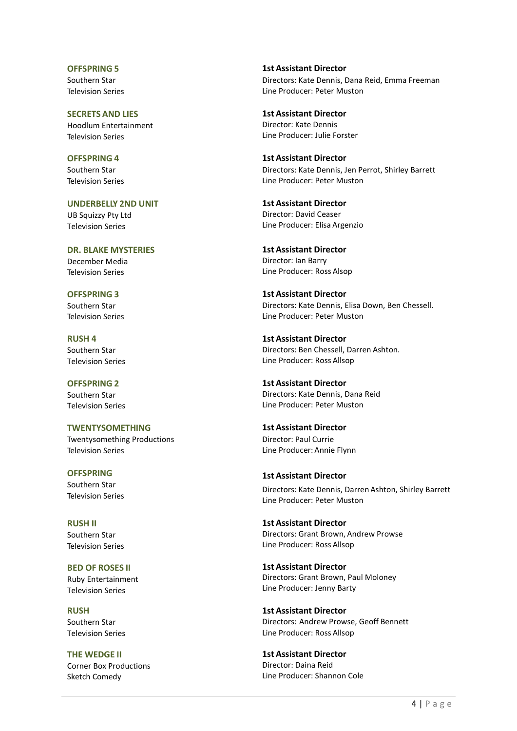**OFFSPRING 5**
Southern Star
Television Series

**1st Assistant Director**
Directors: Kate Dennis, Dana Reid, Emma Freeman
Line Producer: Peter Muston

**SECRETS AND LIES**
Hoodlum Entertainment
Television Series

**1st Assistant Director**
Director: Kate Dennis
Line Producer: Julie Forster

**OFFSPRING 4**
Southern Star
Television Series

**1st Assistant Director**
Directors: Kate Dennis, Jen Perrot, Shirley Barrett
Line Producer: Peter Muston

**UNDERBELLY 2ND UNIT**
UB Squizzy Pty Ltd
Television Series

**1st Assistant Director**
Director: David Ceaser
Line Producer: Elisa Argenzio

**DR. BLAKE MYSTERIES**
December Media
Television Series

**1st Assistant Director**
Director: Ian Barry
Line Producer: Ross Alsop

**OFFSPRING 3**
Southern Star
Television Series

**1st Assistant Director**
Directors: Kate Dennis, Elisa Down, Ben Chessell.
Line Producer: Peter Muston

**RUSH 4**
Southern Star
Television Series

**1st Assistant Director**
Directors: Ben Chessell, Darren Ashton.
Line Producer: Ross Allsop

**OFFSPRING 2**
Southern Star
Television Series

**1st Assistant Director**
Directors: Kate Dennis, Dana Reid
Line Producer: Peter Muston

**TWENTYSOMETHING**
Twentysomething Productions
Television Series

**1st Assistant Director**
Director: Paul Currie
Line Producer: Annie Flynn

**OFFSPRING**
Southern Star
Television Series

**1st Assistant Director**
Directors: Kate Dennis, Darren Ashton, Shirley Barrett
Line Producer: Peter Muston

**RUSH II**
Southern Star
Television Series

**1st Assistant Director**
Directors: Grant Brown, Andrew Prowse
Line Producer: Ross Allsop

**BED OF ROSES II**
Ruby Entertainment
Television Series

**1st Assistant Director**
Directors: Grant Brown, Paul Moloney
Line Producer: Jenny Barty

**RUSH**
Southern Star
Television Series

**1st Assistant Director**
Directors: Andrew Prowse, Geoff Bennett
Line Producer: Ross Allsop

**THE WEDGE II**
Corner Box Productions
Sketch Comedy

**1st Assistant Director**
Director: Daina Reid
Line Producer: Shannon Cole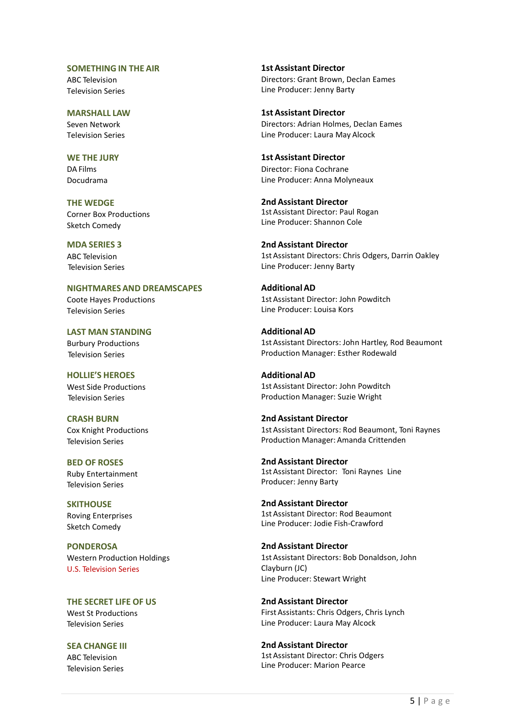**SOMETHING IN THE AIR**
ABC Television
Television Series

**1st Assistant Director**
Directors: Grant Brown, Declan Eames
Line Producer: Jenny Barty

**MARSHALL LAW**
Seven Network
Television Series

**1st Assistant Director**
Directors: Adrian Holmes, Declan Eames
Line Producer: Laura May Alcock

**WE THE JURY**
DA Films
Docudrama

**1st Assistant Director**
Director: Fiona Cochrane
Line Producer: Anna Molyneaux

**THE WEDGE**
Corner Box Productions
Sketch Comedy

**2nd Assistant Director**
1st Assistant Director: Paul Rogan
Line Producer: Shannon Cole

**MDA SERIES 3**
ABC Television
Television Series

**2nd Assistant Director**
1st Assistant Directors: Chris Odgers, Darrin Oakley
Line Producer: Jenny Barty

**NIGHTMARES AND DREAMSCAPES**
Coote Hayes Productions
Television Series

**Additional AD**
1st Assistant Director: John Powditch
Line Producer: Louisa Kors

**LAST MAN STANDING**
Burbury Productions
Television Series

**Additional AD**
1st Assistant Directors: John Hartley, Rod Beaumont
Production Manager: Esther Rodewald

**HOLLIE'S HEROES**
West Side Productions
Television Series

**Additional AD**
1st Assistant Director: John Powditch
Production Manager: Suzie Wright

**CRASH BURN**
Cox Knight Productions
Television Series

**2nd Assistant Director**
1st Assistant Directors: Rod Beaumont, Toni Raynes
Production Manager: Amanda Crittenden

**BED OF ROSES**
Ruby Entertainment
Television Series

**2nd Assistant Director**
1st Assistant Director: Toni Raynes Line Producer: Jenny Barty

**SKITHOUSE**
Roving Enterprises
Sketch Comedy

**2nd Assistant Director**
1st Assistant Director: Rod Beaumont
Line Producer: Jodie Fish-Crawford

**PONDEROSA**
Western Production Holdings
U.S. Television Series

**2nd Assistant Director**
1st Assistant Directors: Bob Donaldson, John Clayburn (JC)
Line Producer: Stewart Wright

**THE SECRET LIFE OF US**
West St Productions
Television Series

**2nd Assistant Director**
First Assistants: Chris Odgers, Chris Lynch
Line Producer: Laura May Alcock

**SEA CHANGE III**
ABC Television
Television Series

**2nd Assistant Director**
1st Assistant Director: Chris Odgers
Line Producer: Marion Pearce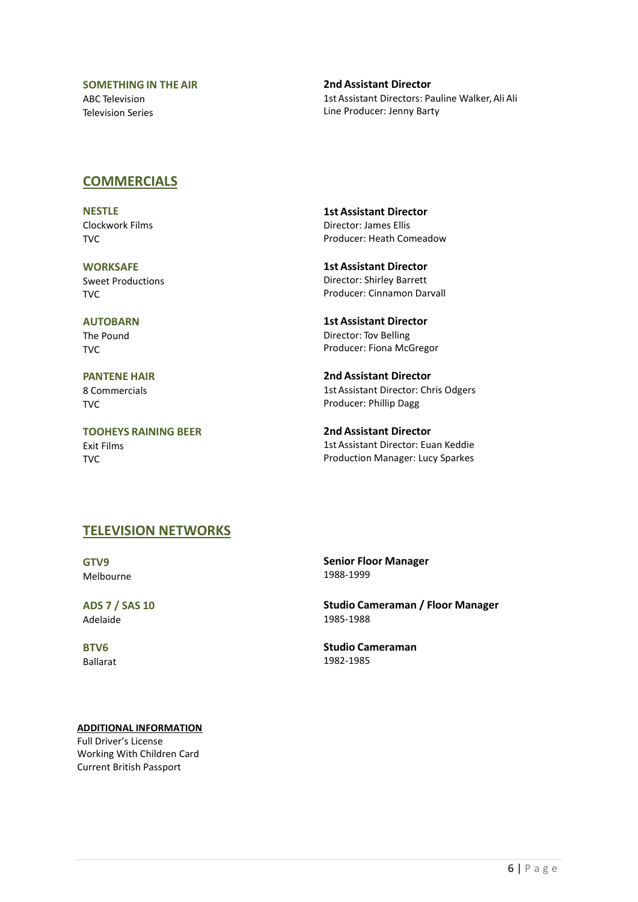**SOMETHING IN THE AIR**
ABC Television
Television Series

**2nd Assistant Director**
1st Assistant Directors: Pauline Walker, Ali Ali
Line Producer: Jenny Barty

## COMMERCIALS

**NESTLE**
Clockwork Films
TVC

**1st Assistant Director**
Director: James Ellis
Producer: Heath Comeadow

**WORKSAFE**
Sweet Productions
TVC

**1st Assistant Director**
Director: Shirley Barrett
Producer: Cinnamon Darvall

**AUTOBARN**
The Pound
TVC

**1st Assistant Director**
Director: Tov Belling
Producer: Fiona McGregor

**PANTENE HAIR**
8 Commercials
TVC

**2nd Assistant Director**
1st Assistant Director: Chris Odgers
Producer: Phillip Dagg

**TOOHEYS RAINING BEER**
Exit Films
TVC

**2nd Assistant Director**
1st Assistant Director: Euan Keddie
Production Manager: Lucy Sparkes

## TELEVISION NETWORKS

**GTV9**
Melbourne

**Senior Floor Manager**
1988-1999

**ADS 7 / SAS 10**
Adelaide

**Studio Cameraman / Floor Manager**
1985-1988

**BTV6**
Ballarat

**Studio Cameraman**
1982-1985

**ADDITIONAL INFORMATION**

Full Driver's License
Working With Children Card
Current British Passport